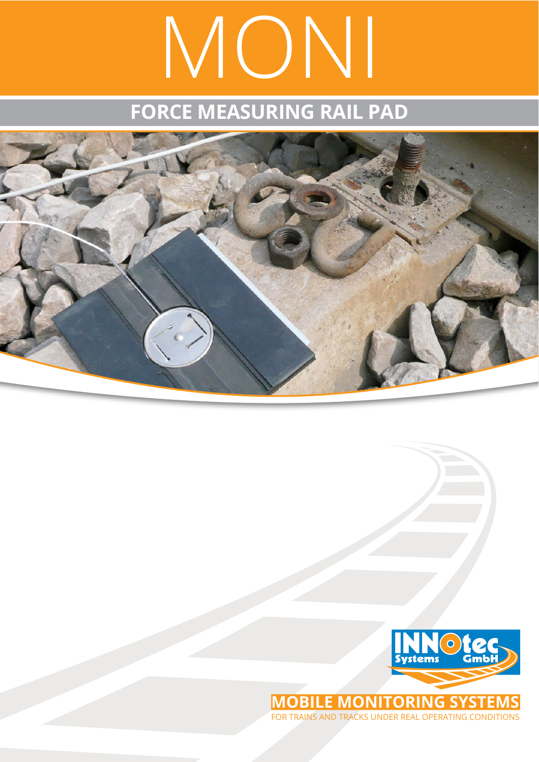# MONI

## FORCE MEASURING RAIL PAD

INNOtec Systems GmbH

**MOBILE MONITORING SYSTEMS**

FOR TRAINS AND TRACKS UNDER REAL OPERATING CONDITIONS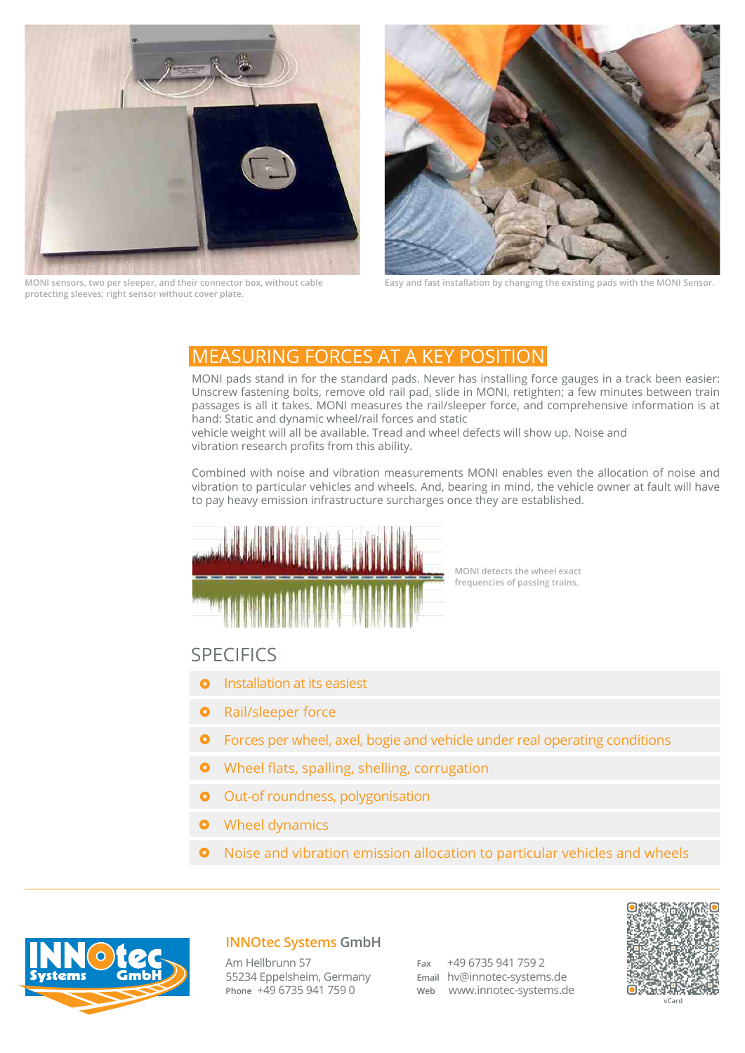MONI sensors, two per sleeper, and their connector box, without cable protecting sleeves; right sensor without cover plate.

Easy and fast installation by changing the existing pads with the MONI Sensor.

## MEASURING FORCES AT A KEY POSITION

MONI pads stand in for the standard pads. Never has installing force gauges in a track been easier: Unscrew fastening bolts, remove old rail pad, slide in MONI, retighten; a few minutes between train passages is all it takes. MONI measures the rail/sleeper force, and comprehensive information is at hand: Static and dynamic wheel/rail forces and static vehicle weight will all be available. Tread and wheel defects will show up. Noise and vibration research profits from this ability.

Combined with noise and vibration measurements MONI enables even the allocation of noise and vibration to particular vehicles and wheels. And, bearing in mind, the vehicle owner at fault will have to pay heavy emission infrastructure surcharges once they are established.

MONI detects the wheel exact frequencies of passing trains.

## SPECIFICS

- Installation at its easiest
- Rail/sleeper force
- Forces per wheel, axel, bogie and vehicle under real operating conditions
- Wheel flats, spalling, shelling, corrugation
- Out-of roundness, polygonisation
- Wheel dynamics
- Noise and vibration emission allocation to particular vehicles and wheels

**INNOtec Systems GmbH**
Am Hellbrunn 57
55234 Eppelsheim, Germany
Phone +49 6735 941 759 0

Fax +49 6735 941 759 2
Email hv@innotec-systems.de
Web www.innotec-systems.de

vCard